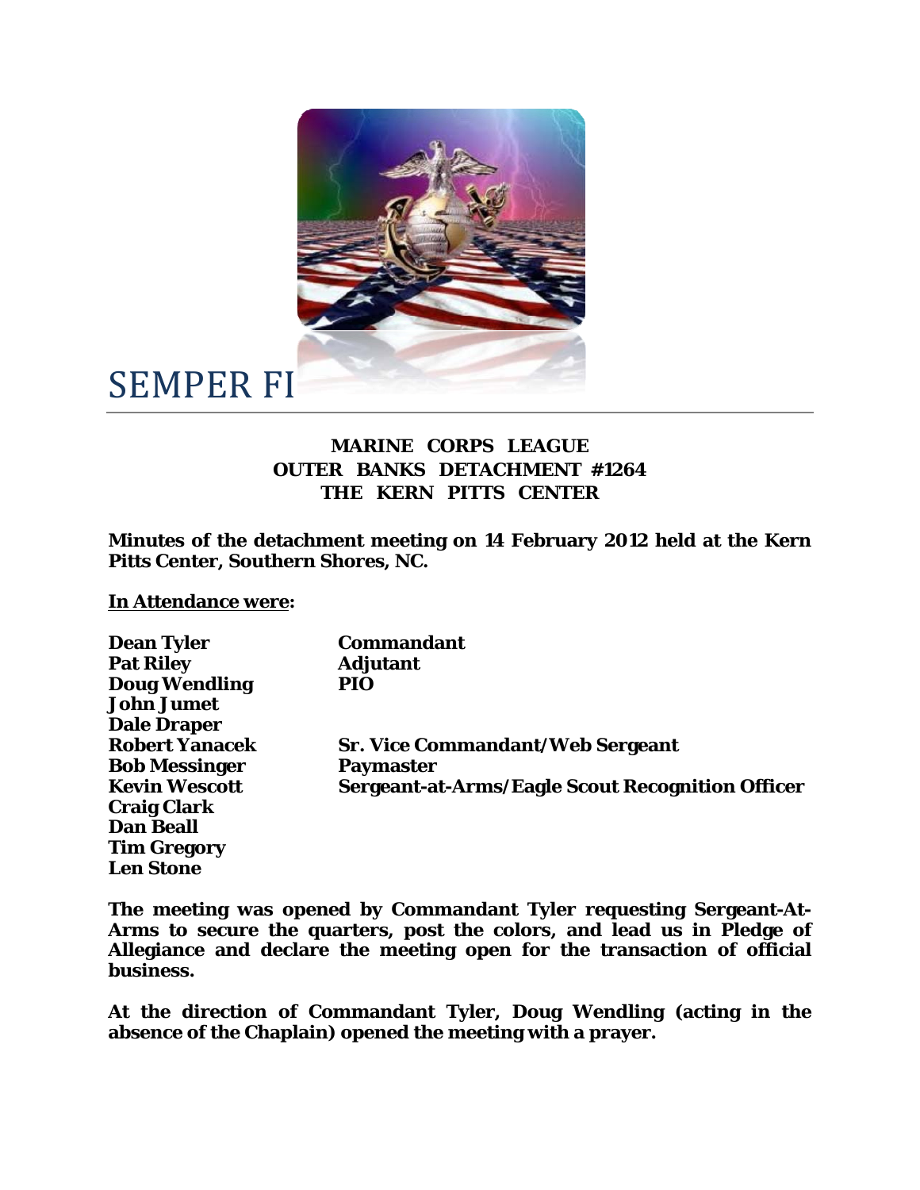# SEMPER FI

**MARINE CORPS LEAGUE**
**OUTER BANKS DETACHMENT #1264**
**THE KERN PITTS CENTER**

**Minutes of the detachment meeting on 14 February 2012 held at the Kern Pitts Center, Southern Shores, NC.**

**In Attendance were:**

| | |
|---|---|
| **Dean Tyler** | **Commandant** |
| **Pat Riley** | **Adjutant** |
| **Doug Wendling** | **PIO** |
| **John Jumet** | |
| **Dale Draper** | |
| **Robert Yanacek** | **Sr. Vice Commandant/Web Sergeant** |
| **Bob Messinger** | **Paymaster** |
| **Kevin Wescott** | **Sergeant-at-Arms/Eagle Scout Recognition Officer** |
| **Craig Clark** | |
| **Dan Beall** | |
| **Tim Gregory** | |
| **Len Stone** | |

**The meeting was opened by Commandant Tyler requesting Sergeant-At-Arms to secure the quarters, post the colors, and lead us in Pledge of Allegiance and declare the meeting open for the transaction of official business.**

**At the direction of Commandant Tyler, Doug Wendling (acting in the absence of the Chaplain) opened the meeting with a prayer.**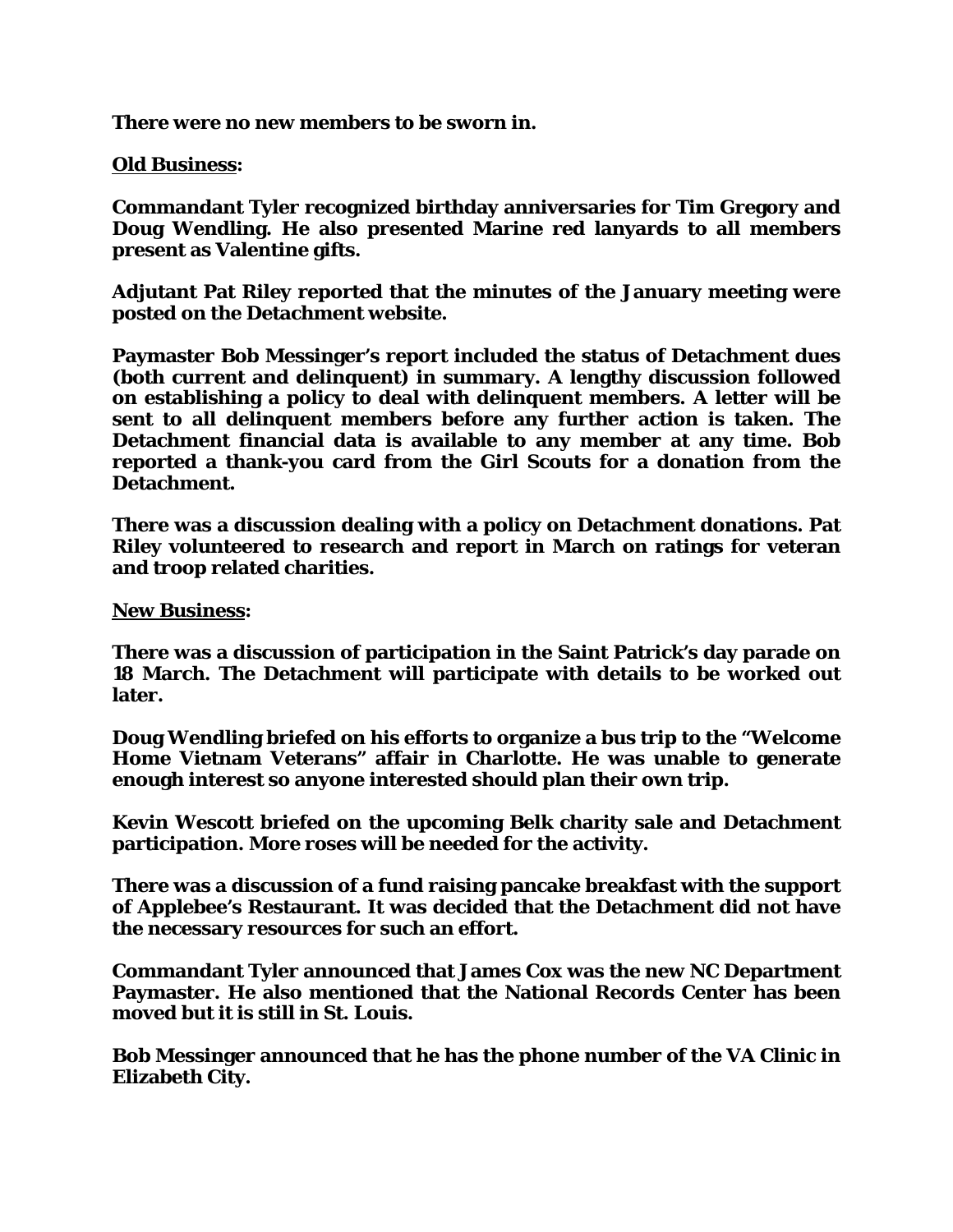**There were no new members to be sworn in.**

**<u>Old Business</u>:**

**Commandant Tyler recognized birthday anniversaries for Tim Gregory and Doug Wendling. He also presented Marine red lanyards to all members present as Valentine gifts.**

**Adjutant Pat Riley reported that the minutes of the January meeting were posted on the Detachment website.**

**Paymaster Bob Messinger's report included the status of Detachment dues (both current and delinquent) in summary. A lengthy discussion followed on establishing a policy to deal with delinquent members. A letter will be sent to all delinquent members before any further action is taken. The Detachment financial data is available to any member at any time. Bob reported a thank-you card from the Girl Scouts for a donation from the Detachment.**

**There was a discussion dealing with a policy on Detachment donations. Pat Riley volunteered to research and report in March on ratings for veteran and troop related charities.**

**<u>New Business</u>:**

**There was a discussion of participation in the Saint Patrick's day parade on 18 March. The Detachment will participate with details to be worked out later.**

**Doug Wendling briefed on his efforts to organize a bus trip to the "Welcome Home Vietnam Veterans" affair in Charlotte. He was unable to generate enough interest so anyone interested should plan their own trip.**

**Kevin Wescott briefed on the upcoming Belk charity sale and Detachment participation. More roses will be needed for the activity.**

**There was a discussion of a fund raising pancake breakfast with the support of Applebee's Restaurant. It was decided that the Detachment did not have the necessary resources for such an effort.**

**Commandant Tyler announced that James Cox was the new NC Department Paymaster. He also mentioned that the National Records Center has been moved but it is still in St. Louis.**

**Bob Messinger announced that he has the phone number of the VA Clinic in Elizabeth City.**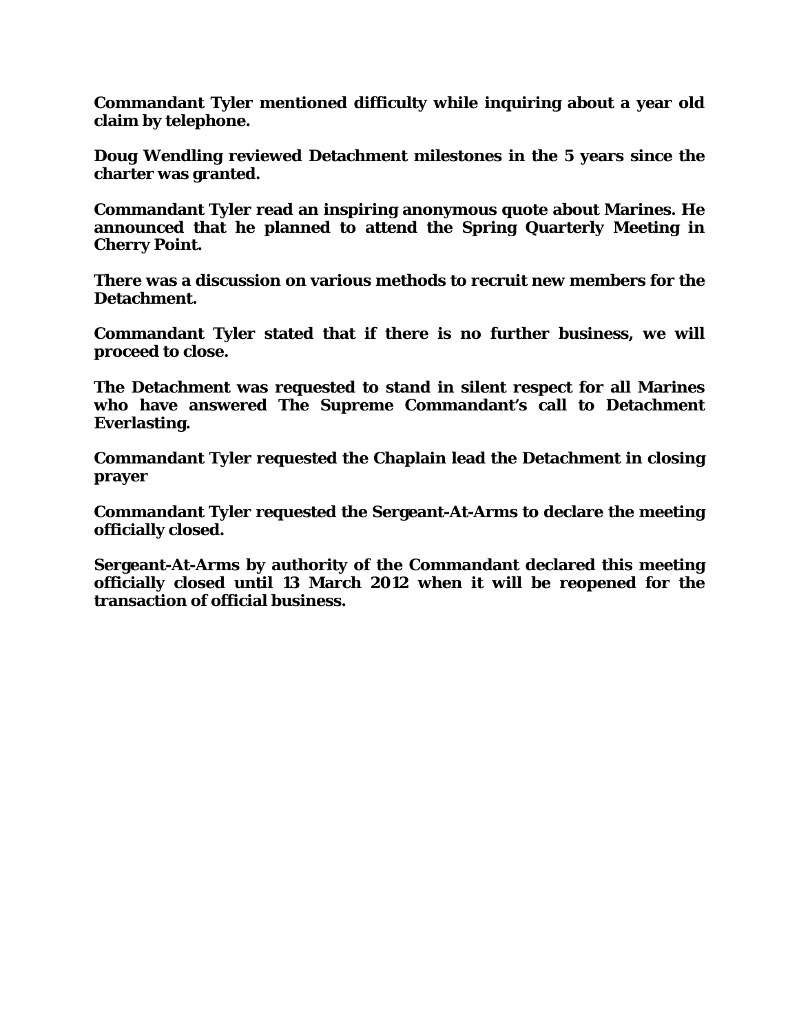**Commandant Tyler mentioned difficulty while inquiring about a year old claim by telephone.**

**Doug Wendling reviewed Detachment milestones in the 5 years since the charter was granted.**

**Commandant Tyler read an inspiring anonymous quote about Marines. He announced that he planned to attend the Spring Quarterly Meeting in Cherry Point.**

**There was a discussion on various methods to recruit new members for the Detachment.**

**Commandant Tyler stated that if there is no further business, we will proceed to close.**

**The Detachment was requested to stand in silent respect for all Marines who have answered The Supreme Commandant's call to Detachment Everlasting.**

**Commandant Tyler requested the Chaplain lead the Detachment in closing prayer**

**Commandant Tyler requested the Sergeant-At-Arms to declare the meeting officially closed.**

**Sergeant-At-Arms by authority of the Commandant declared this meeting officially closed until 13 March 2012 when it will be reopened for the transaction of official business.**